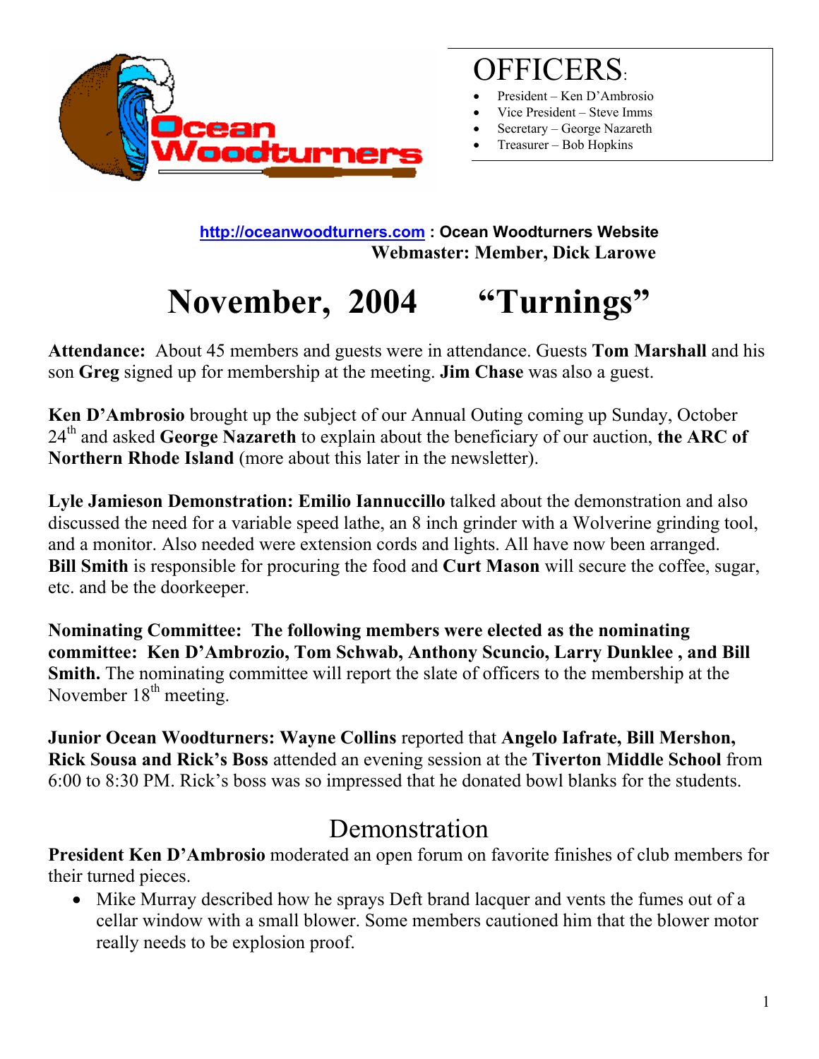Ocean Woodturners

# OFFICERS:

- President – Ken D'Ambrosio
- Vice President – Steve Imms
- Secretary – George Nazareth
- Treasurer – Bob Hopkins

**[http://oceanwoodturners.com](http://oceanwoodturners.com) : Ocean Woodturners Website**
**Webmaster: Member, Dick Larowe**

# November, 2004 "Turnings"

**Attendance:** About 45 members and guests were in attendance. Guests **Tom Marshall** and his son **Greg** signed up for membership at the meeting. **Jim Chase** was also a guest.

**Ken D'Ambrosio** brought up the subject of our Annual Outing coming up Sunday, October 24th and asked **George Nazareth** to explain about the beneficiary of our auction, **the ARC of Northern Rhode Island** (more about this later in the newsletter).

**Lyle Jamieson Demonstration: Emilio Iannuccillo** talked about the demonstration and also discussed the need for a variable speed lathe, an 8 inch grinder with a Wolverine grinding tool, and a monitor. Also needed were extension cords and lights. All have now been arranged. **Bill Smith** is responsible for procuring the food and **Curt Mason** will secure the coffee, sugar, etc. and be the doorkeeper.

**Nominating Committee: The following members were elected as the nominating committee: Ken D'Ambrozio, Tom Schwab, Anthony Scuncio, Larry Dunklee , and Bill Smith.** The nominating committee will report the slate of officers to the membership at the November 18th meeting.

**Junior Ocean Woodturners: Wayne Collins** reported that **Angelo Iafrate, Bill Mershon, Rick Sousa and Rick's Boss** attended an evening session at the **Tiverton Middle School** from 6:00 to 8:30 PM. Rick's boss was so impressed that he donated bowl blanks for the students.

## Demonstration

**President Ken D'Ambrosio** moderated an open forum on favorite finishes of club members for their turned pieces.

- Mike Murray described how he sprays Deft brand lacquer and vents the fumes out of a cellar window with a small blower. Some members cautioned him that the blower motor really needs to be explosion proof.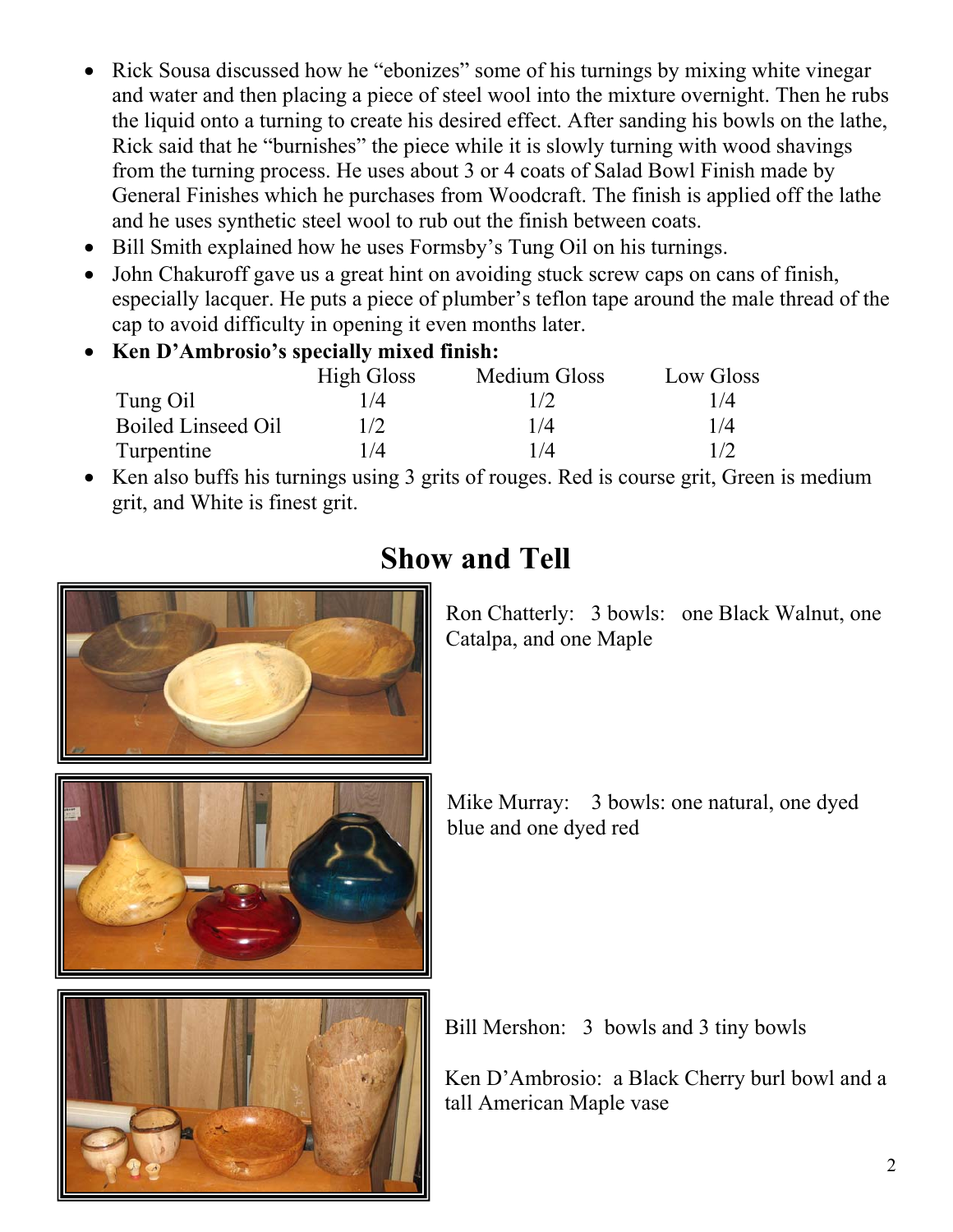- Rick Sousa discussed how he "ebonizes" some of his turnings by mixing white vinegar and water and then placing a piece of steel wool into the mixture overnight. Then he rubs the liquid onto a turning to create his desired effect. After sanding his bowls on the lathe, Rick said that he "burnishes" the piece while it is slowly turning with wood shavings from the turning process. He uses about 3 or 4 coats of Salad Bowl Finish made by General Finishes which he purchases from Woodcraft. The finish is applied off the lathe and he uses synthetic steel wool to rub out the finish between coats.
- Bill Smith explained how he uses Formsby's Tung Oil on his turnings.
- John Chakuroff gave us a great hint on avoiding stuck screw caps on cans of finish, especially lacquer. He puts a piece of plumber's teflon tape around the male thread of the cap to avoid difficulty in opening it even months later.
- **Ken D'Ambrosio's specially mixed finish:**

| | High Gloss | Medium Gloss | Low Gloss |
|---|---|---|---|
| Tung Oil | 1/4 | 1/2 | 1/4 |
| Boiled Linseed Oil | 1/2 | 1/4 | 1/4 |
| Turpentine | 1/4 | 1/4 | 1/2 |

- Ken also buffs his turnings using 3 grits of rouges. Red is course grit, Green is medium grit, and White is finest grit.

## Show and Tell

Ron Chatterly: 3 bowls: one Black Walnut, one Catalpa, and one Maple

Mike Murray: 3 bowls: one natural, one dyed blue and one dyed red

Bill Mershon: 3 bowls and 3 tiny bowls

Ken D'Ambrosio: a Black Cherry burl bowl and a tall American Maple vase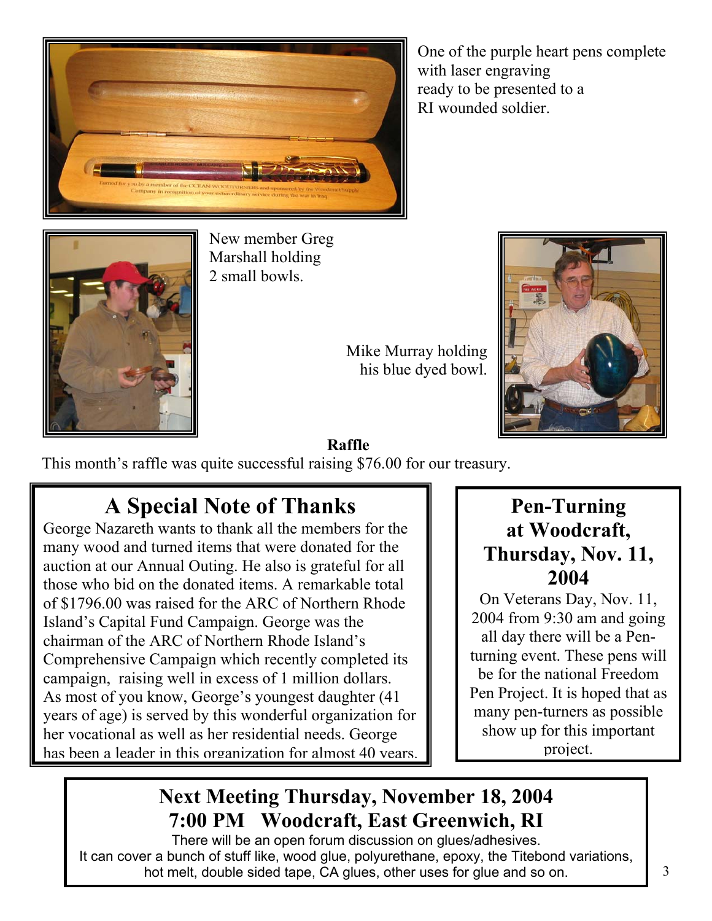One of the purple heart pens complete with laser engraving ready to be presented to a RI wounded soldier.

New member Greg Marshall holding 2 small bowls.

Mike Murray holding his blue dyed bowl.

**Raffle**

This month's raffle was quite successful raising $76.00 for our treasury.

## A Special Note of Thanks

George Nazareth wants to thank all the members for the many wood and turned items that were donated for the auction at our Annual Outing. He also is grateful for all those who bid on the donated items. A remarkable total of $1796.00 was raised for the ARC of Northern Rhode Island's Capital Fund Campaign. George was the chairman of the ARC of Northern Rhode Island's Comprehensive Campaign which recently completed its campaign, raising well in excess of 1 million dollars. As most of you know, George's youngest daughter (41 years of age) is served by this wonderful organization for her vocational as well as residential needs. George has been a leader in this organization for almost 40 years.

## Pen-Turning at Woodcraft, Thursday, Nov. 11, 2004

On Veterans Day, Nov. 11, 2004 from 9:30 am and going all day there will be a Pen-turning event. These pens will be for the national Freedom Pen Project. It is hoped that as many pen-turners as possible show up for this important project.

## Next Meeting Thursday, November 18, 2004
## 7:00 PM Woodcraft, East Greenwich, RI

There will be an open forum discussion on glues/adhesives.
It can cover a bunch of stuff like, wood glue, polyurethane, epoxy, the Titebond variations, hot melt, double sided tape, CA glues, other uses for glue and so on.